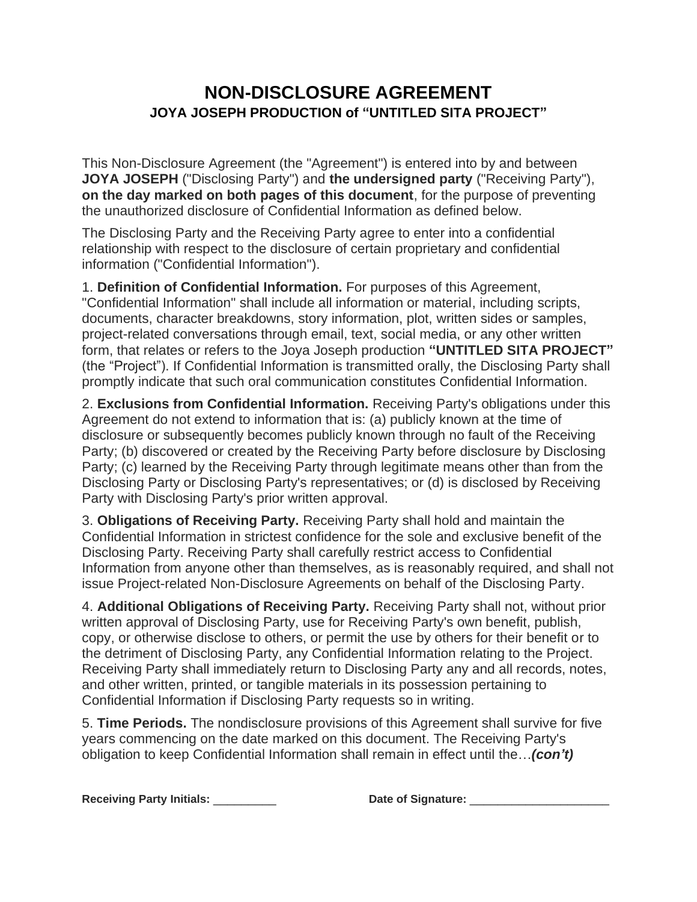# NON-DISCLOSURE AGREEMENT

## JOYA JOSEPH PRODUCTION of "UNTITLED SITA PROJECT"

This Non-Disclosure Agreement (the "Agreement") is entered into by and between **JOYA JOSEPH** ("Disclosing Party") and **the undersigned party** ("Receiving Party"), **on the day marked on both pages of this document**, for the purpose of preventing the unauthorized disclosure of Confidential Information as defined below.

The Disclosing Party and the Receiving Party agree to enter into a confidential relationship with respect to the disclosure of certain proprietary and confidential information ("Confidential Information").

1. **Definition of Confidential Information.** For purposes of this Agreement, "Confidential Information" shall include all information or material, including scripts, documents, character breakdowns, story information, plot, written sides or samples, project-related conversations through email, text, social media, or any other written form, that relates or refers to the Joya Joseph production **"UNTITLED SITA PROJECT"** (the "Project"). If Confidential Information is transmitted orally, the Disclosing Party shall promptly indicate that such oral communication constitutes Confidential Information.

2. **Exclusions from Confidential Information.** Receiving Party's obligations under this Agreement do not extend to information that is: (a) publicly known at the time of disclosure or subsequently becomes publicly known through no fault of the Receiving Party; (b) discovered or created by the Receiving Party before disclosure by Disclosing Party; (c) learned by the Receiving Party through legitimate means other than from the Disclosing Party or Disclosing Party's representatives; or (d) is disclosed by Receiving Party with Disclosing Party's prior written approval.

3. **Obligations of Receiving Party.** Receiving Party shall hold and maintain the Confidential Information in strictest confidence for the sole and exclusive benefit of the Disclosing Party. Receiving Party shall carefully restrict access to Confidential Information from anyone other than themselves, as is reasonably required, and shall not issue Project-related Non-Disclosure Agreements on behalf of the Disclosing Party.

4. **Additional Obligations of Receiving Party.** Receiving Party shall not, without prior written approval of Disclosing Party, use for Receiving Party's own benefit, publish, copy, or otherwise disclose to others, or permit the use by others for their benefit or to the detriment of Disclosing Party, any Confidential Information relating to the Project. Receiving Party shall immediately return to Disclosing Party any and all records, notes, and other written, printed, or tangible materials in its possession pertaining to Confidential Information if Disclosing Party requests so in writing.

5. **Time Periods.** The nondisclosure provisions of this Agreement shall survive for five years commencing on the date marked on this document. The Receiving Party's obligation to keep Confidential Information shall remain in effect until the…***(con't)***

**Receiving Party Initials:** __________ **Date of Signature:** ______________________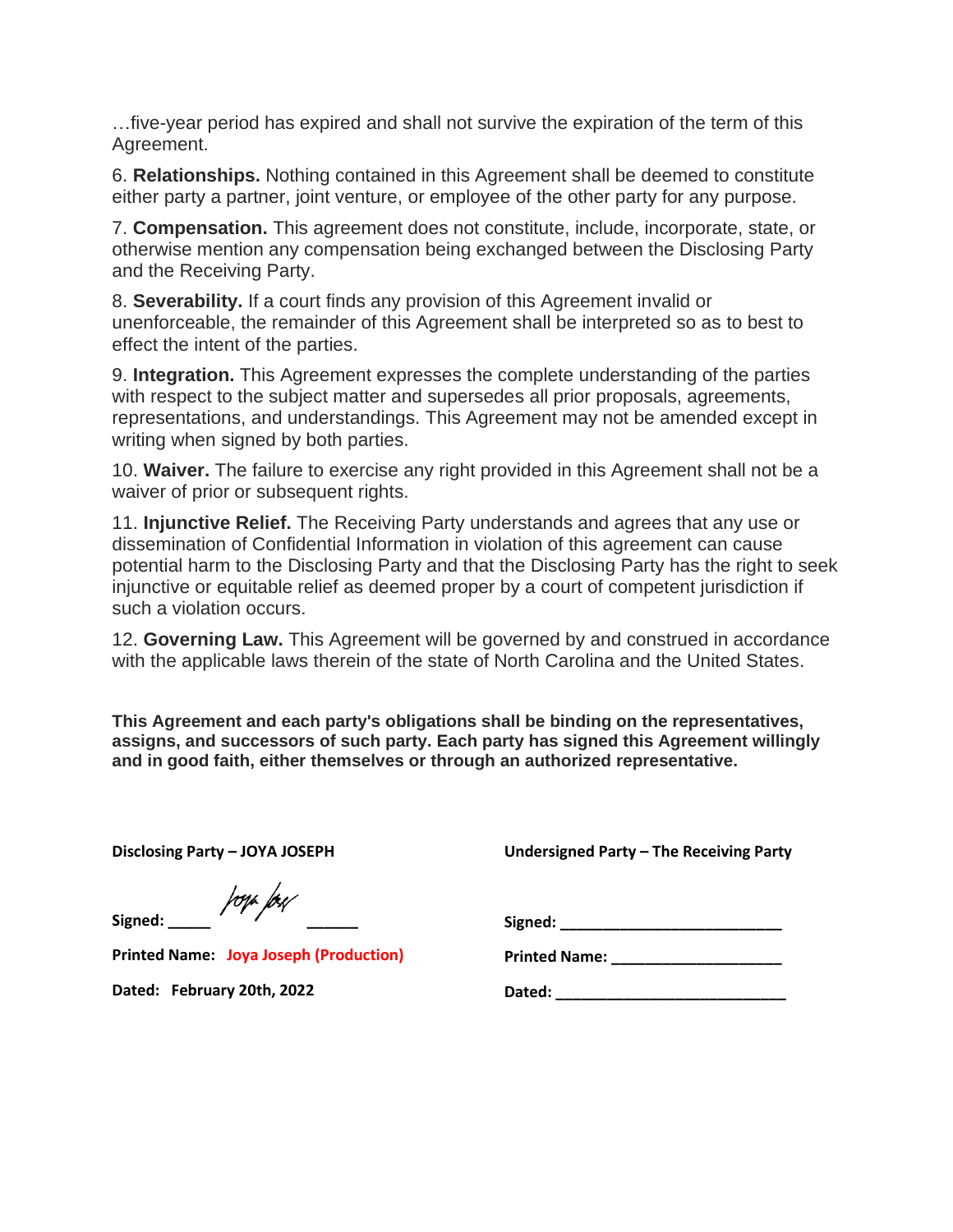…five-year period has expired and shall not survive the expiration of the term of this Agreement.

6. **Relationships.** Nothing contained in this Agreement shall be deemed to constitute either party a partner, joint venture, or employee of the other party for any purpose.

7. **Compensation.** This agreement does not constitute, include, incorporate, state, or otherwise mention any compensation being exchanged between the Disclosing Party and the Receiving Party.

8. **Severability.** If a court finds any provision of this Agreement invalid or unenforceable, the remainder of this Agreement shall be interpreted so as to best to effect the intent of the parties.

9. **Integration.** This Agreement expresses the complete understanding of the parties with respect to the subject matter and supersedes all prior proposals, agreements, representations, and understandings. This Agreement may not be amended except in writing when signed by both parties.

10. **Waiver.** The failure to exercise any right provided in this Agreement shall not be a waiver of prior or subsequent rights.

11. **Injunctive Relief.** The Receiving Party understands and agrees that any use or dissemination of Confidential Information in violation of this agreement can cause potential harm to the Disclosing Party and that the Disclosing Party has the right to seek injunctive or equitable relief as deemed proper by a court of competent jurisdiction if such a violation occurs.

12. **Governing Law.** This Agreement will be governed by and construed in accordance with the applicable laws therein of the state of North Carolina and the United States.

**This Agreement and each party's obligations shall be binding on the representatives, assigns, and successors of such party. Each party has signed this Agreement willingly and in good faith, either themselves or through an authorized representative.**

**Disclosing Party – JOYA JOSEPH**

**Signed:** _____ Joya Joseph _____

**Printed Name:** Joya Joseph (Production)

**Dated:** February 20th, 2022

**Undersigned Party – The Receiving Party**

**Signed:** ___________________________

**Printed Name:** _____________________

**Dated:** ____________________________